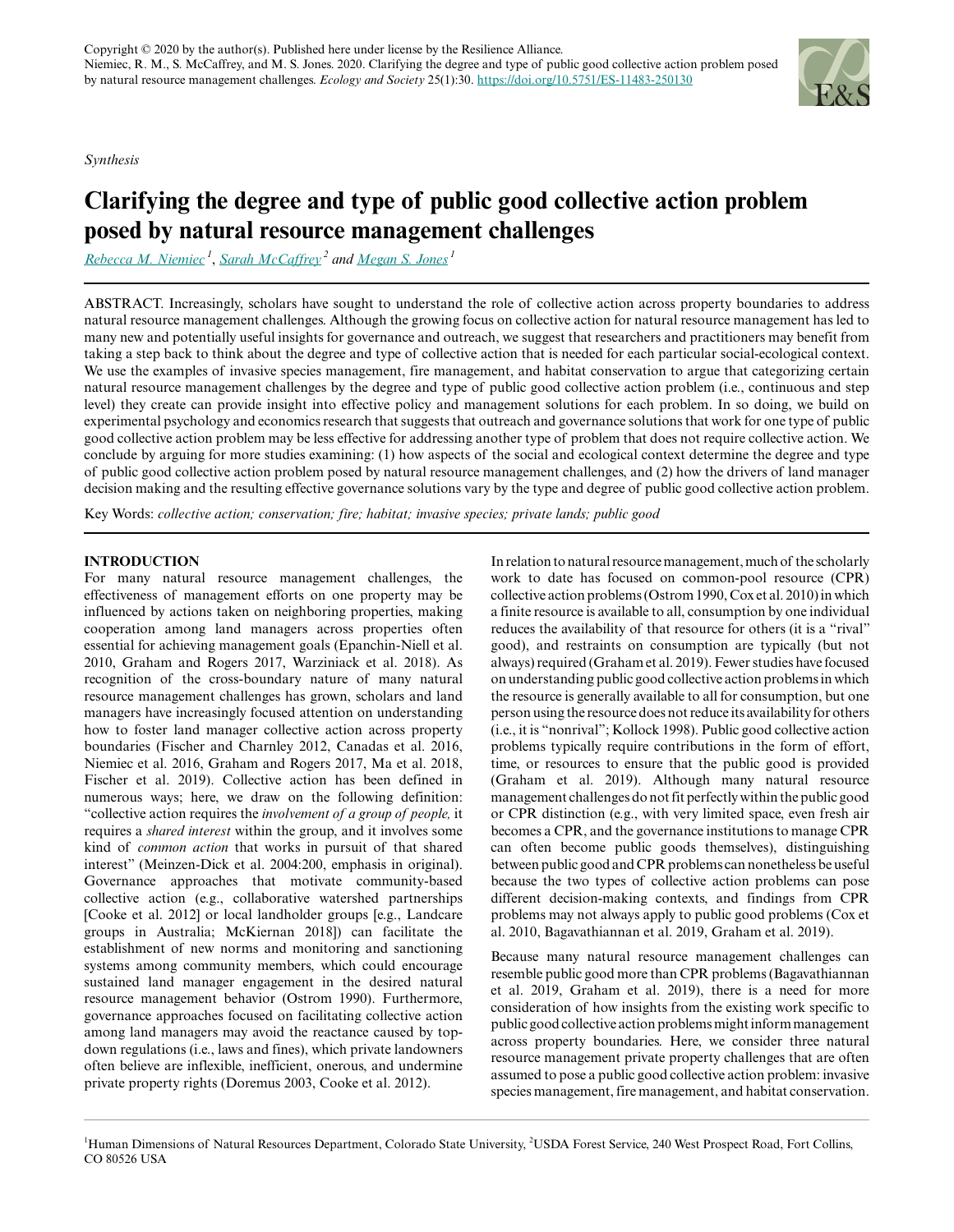Copyright © 2020 by the author(s). Published here under license by the Resilience Alliance.
Niemiec, R. M., S. McCaffrey, and M. S. Jones. 2020. Clarifying the degree and type of public good collective action problem posed by natural resource management challenges. *Ecology and Society* 25(1):30. https://doi.org/10.5751/ES-11483-250130

*Synthesis*

# Clarifying the degree and type of public good collective action problem posed by natural resource management challenges

*Rebecca M. Niemiec*[1], *Sarah McCaffrey*[2] *and Megan S. Jones*[1]

ABSTRACT. Increasingly, scholars have sought to understand the role of collective action across property boundaries to address natural resource management challenges. Although the growing focus on collective action for natural resource management has led to many new and potentially useful insights for governance and outreach, we suggest that researchers and practitioners may benefit from taking a step back to think about the degree and type of collective action that is needed for each particular social-ecological context. We use the examples of invasive species management, fire management, and habitat conservation to argue that categorizing certain natural resource management challenges by the degree and type of public good collective action problem (i.e., continuous and step level) they create can provide insight into effective policy and management solutions for each problem. In so doing, we build on experimental psychology and economics research that suggests that outreach and governance solutions that work for one type of public good collective action problem may be less effective for addressing another type of problem that does not require collective action. We conclude by arguing for more studies examining: (1) how aspects of the social and ecological context determine the degree and type of public good collective action problem posed by natural resource management challenges, and (2) how the drivers of land manager decision making and the resulting effective governance solutions vary by the type and degree of public good collective action problem.

Key Words: *collective action; conservation; fire; habitat; invasive species; private lands; public good*

## INTRODUCTION

For many natural resource management challenges, the effectiveness of management efforts on one property may be influenced by actions taken on neighboring properties, making cooperation among land managers across properties often essential for achieving management goals (Epanchin-Niell et al. 2010, Graham and Rogers 2017, Warziniack et al. 2018). As recognition of the cross-boundary nature of many natural resource management challenges has grown, scholars and land managers have increasingly focused attention on understanding how to foster land manager collective action across property boundaries (Fischer and Charnley 2012, Canadas et al. 2016, Niemiec et al. 2016, Graham and Rogers 2017, Ma et al. 2018, Fischer et al. 2019). Collective action has been defined in numerous ways; here, we draw on the following definition: "collective action requires the *involvement of a group of people,* it requires a *shared interest* within the group, and it involves some kind of *common action* that works in pursuit of that shared interest" (Meinzen-Dick et al. 2004:200, emphasis in original). Governance approaches that motivate community-based collective action (e.g., collaborative watershed partnerships [Cooke et al. 2012] or local landholder groups [e.g., Landcare groups in Australia; McKiernan 2018]) can facilitate the establishment of new norms and monitoring and sanctioning systems among community members, which could encourage sustained land manager engagement in the desired natural resource management behavior (Ostrom 1990). Furthermore, governance approaches focused on facilitating collective action among land managers may avoid the reactance caused by top-down regulations (i.e., laws and fines), which private landowners often believe are inflexible, inefficient, onerous, and undermine private property rights (Doremus 2003, Cooke et al. 2012).

In relation to natural resource management, much of the scholarly work to date has focused on common-pool resource (CPR) collective action problems (Ostrom 1990, Cox et al. 2010) in which a finite resource is available to all, consumption by one individual reduces the availability of that resource for others (it is a "rival" good), and restraints on consumption are typically (but not always) required (Graham et al. 2019). Fewer studies have focused on understanding public good collective action problems in which the resource is generally available to all for consumption, but one person using the resource does not reduce its availability for others (i.e., it is "nonrival"; Kollock 1998). Public good collective action problems typically require contributions in the form of effort, time, or resources to ensure that the public good is provided (Graham et al. 2019). Although many natural resource management challenges do not fit perfectly within the public good or CPR distinction (e.g., with very limited space, even fresh air becomes a CPR, and the governance institutions to manage CPR can often become public goods themselves), distinguishing between public good and CPR problems can nonetheless be useful because the two types of collective action problems can pose different decision-making contexts, and findings from CPR problems may not always apply to public good problems (Cox et al. 2010, Bagavathiannan et al. 2019, Graham et al. 2019).

Because many natural resource management challenges can resemble public good more than CPR problems (Bagavathiannan et al. 2019, Graham et al. 2019), there is a need for more consideration of how insights from the existing work specific to public good collective action problems might inform management across property boundaries. Here, we consider three natural resource management private property challenges that are often assumed to pose a public good collective action problem: invasive species management, fire management, and habitat conservation.

[1]Human Dimensions of Natural Resources Department, Colorado State University, [2]USDA Forest Service, 240 West Prospect Road, Fort Collins, CO 80526 USA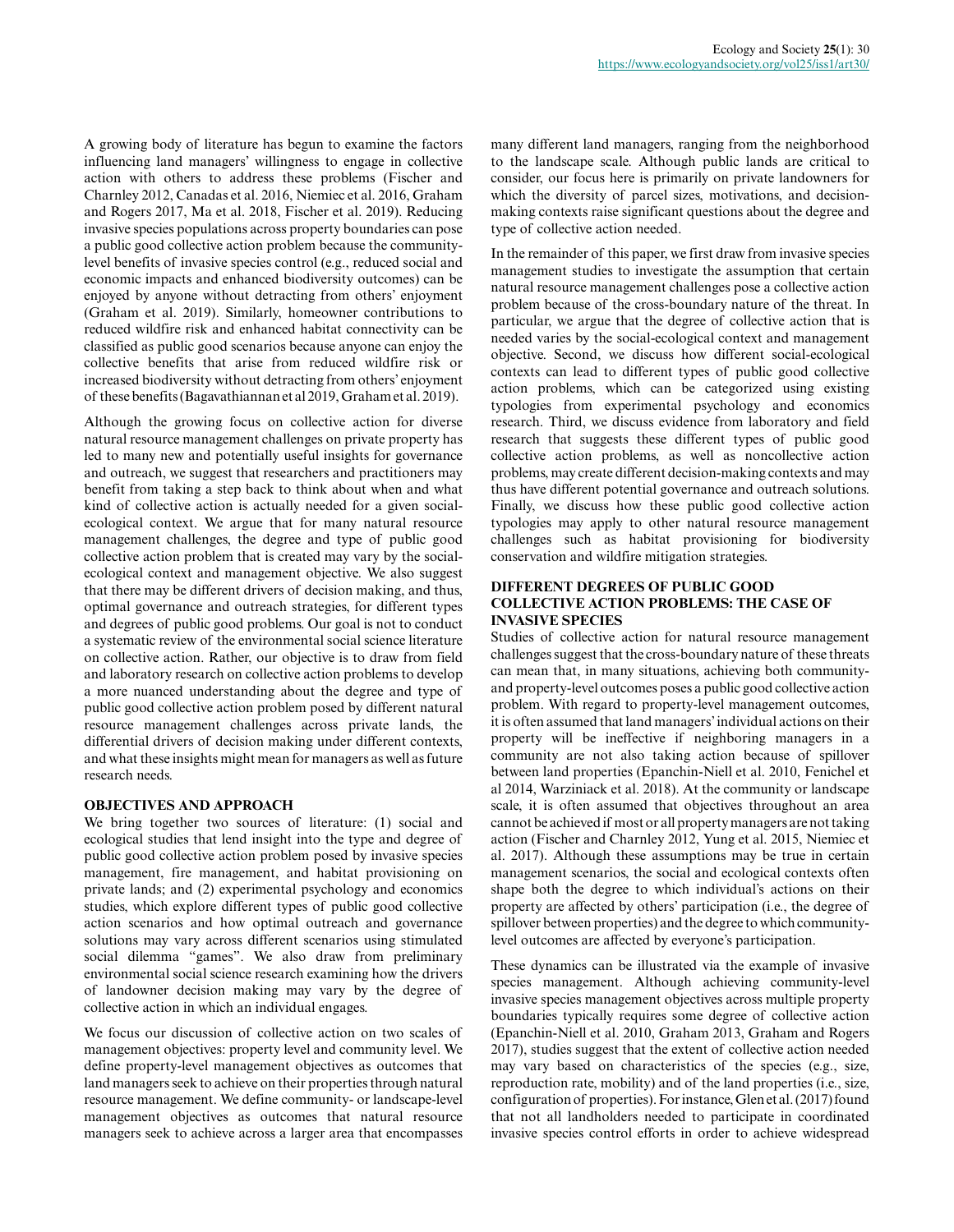A growing body of literature has begun to examine the factors influencing land managers' willingness to engage in collective action with others to address these problems (Fischer and Charnley 2012, Canadas et al. 2016, Niemiec et al. 2016, Graham and Rogers 2017, Ma et al. 2018, Fischer et al. 2019). Reducing invasive species populations across property boundaries can pose a public good collective action problem because the community-level benefits of invasive species control (e.g., reduced social and economic impacts and enhanced biodiversity outcomes) can be enjoyed by anyone without detracting from others' enjoyment (Graham et al. 2019). Similarly, homeowner contributions to reduced wildfire risk and enhanced habitat connectivity can be classified as public good scenarios because anyone can enjoy the collective benefits that arise from reduced wildfire risk or increased biodiversity without detracting from others' enjoyment of these benefits (Bagavathiannan et al 2019, Graham et al. 2019).

Although the growing focus on collective action for diverse natural resource management challenges on private property has led to many new and potentially useful insights for governance and outreach, we suggest that researchers and practitioners may benefit from taking a step back to think about when and what kind of collective action is actually needed for a given social-ecological context. We argue that for many natural resource management challenges, the degree and type of public good collective action problem that is created may vary by the social-ecological context and management objective. We also suggest that there may be different drivers of decision making, and thus, optimal governance and outreach strategies, for different types and degrees of public good problems. Our goal is not to conduct a systematic review of the environmental social science literature on collective action. Rather, our objective is to draw from field and laboratory research on collective action problems to develop a more nuanced understanding about the degree and type of public good collective action problem posed by different natural resource management challenges across private lands, the differential drivers of decision making under different contexts, and what these insights might mean for managers as well as future research needs.

## OBJECTIVES AND APPROACH

We bring together two sources of literature: (1) social and ecological studies that lend insight into the type and degree of public good collective action problem posed by invasive species management, fire management, and habitat provisioning on private lands; and (2) experimental psychology and economics studies, which explore different types of public good collective action scenarios and how optimal outreach and governance solutions may vary across different scenarios using stimulated social dilemma "games". We also draw from preliminary environmental social science research examining how the drivers of landowner decision making may vary by the degree of collective action in which an individual engages.

We focus our discussion of collective action on two scales of management objectives: property level and community level. We define property-level management objectives as outcomes that land managers seek to achieve on their properties through natural resource management. We define community- or landscape-level management objectives as outcomes that natural resource managers seek to achieve across a larger area that encompasses many different land managers, ranging from the neighborhood to the landscape scale. Although public lands are critical to consider, our focus here is primarily on private landowners for which the diversity of parcel sizes, motivations, and decision-making contexts raise significant questions about the degree and type of collective action needed.

In the remainder of this paper, we first draw from invasive species management studies to investigate the assumption that certain natural resource management challenges pose a collective action problem because of the cross-boundary nature of the threat. In particular, we argue that the degree of collective action that is needed varies by the social-ecological context and management objective. Second, we discuss how different social-ecological contexts can lead to different types of public good collective action problems, which can be categorized using existing typologies from experimental psychology and economics research. Third, we discuss evidence from laboratory and field research that suggests these different types of public good collective action problems, as well as noncollective action problems, may create different decision-making contexts and may thus have different potential governance and outreach solutions. Finally, we discuss how these public good collective action typologies may apply to other natural resource management challenges such as habitat provisioning for biodiversity conservation and wildfire mitigation strategies.

## DIFFERENT DEGREES OF PUBLIC GOOD COLLECTIVE ACTION PROBLEMS: THE CASE OF INVASIVE SPECIES

Studies of collective action for natural resource management challenges suggest that the cross-boundary nature of these threats can mean that, in many situations, achieving both community- and property-level outcomes poses a public good collective action problem. With regard to property-level management outcomes, it is often assumed that land managers' individual actions on their property will be ineffective if neighboring managers in a community are not also taking action because of spillover between land properties (Epanchin-Niell et al. 2010, Fenichel et al 2014, Warziniack et al. 2018). At the community or landscape scale, it is often assumed that objectives throughout an area cannot be achieved if most or all property managers are not taking action (Fischer and Charnley 2012, Yung et al. 2015, Niemiec et al. 2017). Although these assumptions may be true in certain management scenarios, the social and ecological contexts often shape both the degree to which individual's actions on their property are affected by others' participation (i.e., the degree of spillover between properties) and the degree to which community-level outcomes are affected by everyone's participation.

These dynamics can be illustrated via the example of invasive species management. Although achieving community-level invasive species management objectives across multiple property boundaries typically requires some degree of collective action (Epanchin-Niell et al. 2010, Graham 2013, Graham and Rogers 2017), studies suggest that the extent of collective action needed may vary based on characteristics of the species (e.g., size, reproduction rate, mobility) and of the land properties (i.e., size, configuration of properties). For instance, Glen et al. (2017) found that not all landholders needed to participate in coordinated invasive species control efforts in order to achieve widespread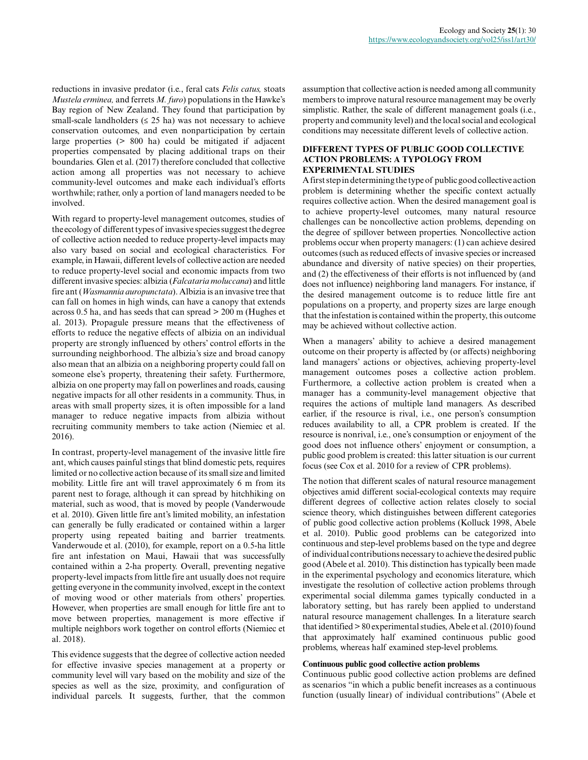reductions in invasive predator (i.e., feral cats *Felis catus,* stoats *Mustela erminea,* and ferrets *M. furo*) populations in the Hawke's Bay region of New Zealand. They found that participation by small-scale landholders (≤ 25 ha) was not necessary to achieve conservation outcomes, and even nonparticipation by certain large properties (> 800 ha) could be mitigated if adjacent properties compensated by placing additional traps on their boundaries. Glen et al. (2017) therefore concluded that collective action among all properties was not necessary to achieve community-level outcomes and make each individual's efforts worthwhile; rather, only a portion of land managers needed to be involved.

With regard to property-level management outcomes, studies of the ecology of different types of invasive species suggest the degree of collective action needed to reduce property-level impacts may also vary based on social and ecological characteristics. For example, in Hawaii, different levels of collective action are needed to reduce property-level social and economic impacts from two different invasive species: albizia (*Falcataria moluccana*) and little fire ant (*Wasmannia auropunctata*). Albizia is an invasive tree that can fall on homes in high winds, can have a canopy that extends across 0.5 ha, and has seeds that can spread > 200 m (Hughes et al. 2013). Propagule pressure means that the effectiveness of efforts to reduce the negative effects of albizia on an individual property are strongly influenced by others' control efforts in the surrounding neighborhood. The albizia's size and broad canopy also mean that an albizia on a neighboring property could fall on someone else's property, threatening their safety. Furthermore, albizia on one property may fall on powerlines and roads, causing negative impacts for all other residents in a community. Thus, in areas with small property sizes, it is often impossible for a land manager to reduce negative impacts from albizia without recruiting community members to take action (Niemiec et al. 2016).

In contrast, property-level management of the invasive little fire ant, which causes painful stings that blind domestic pets, requires limited or no collective action because of its small size and limited mobility. Little fire ant will travel approximately 6 m from its parent nest to forage, although it can spread by hitchhiking on material, such as wood, that is moved by people (Vanderwoude et al. 2010). Given little fire ant's limited mobility, an infestation can generally be fully eradicated or contained within a larger property using repeated baiting and barrier treatments. Vanderwoude et al. (2010), for example, report on a 0.5-ha little fire ant infestation on Maui, Hawaii that was successfully contained within a 2-ha property. Overall, preventing negative property-level impacts from little fire ant usually does not require getting everyone in the community involved, except in the context of moving wood or other materials from others' properties. However, when properties are small enough for little fire ant to move between properties, management is more effective if multiple neighbors work together on control efforts (Niemiec et al. 2018).

This evidence suggests that the degree of collective action needed for effective invasive species management at a property or community level will vary based on the mobility and size of the species as well as the size, proximity, and configuration of individual parcels. It suggests, further, that the common assumption that collective action is needed among all community members to improve natural resource management may be overly simplistic. Rather, the scale of different management goals (i.e., property and community level) and the local social and ecological conditions may necessitate different levels of collective action.

## DIFFERENT TYPES OF PUBLIC GOOD COLLECTIVE ACTION PROBLEMS: A TYPOLOGY FROM EXPERIMENTAL STUDIES

A first step in determining the type of public good collective action problem is determining whether the specific context actually requires collective action. When the desired management goal is to achieve property-level outcomes, many natural resource challenges can be noncollective action problems, depending on the degree of spillover between properties. Noncollective action problems occur when property managers: (1) can achieve desired outcomes (such as reduced effects of invasive species or increased abundance and diversity of native species) on their properties, and (2) the effectiveness of their efforts is not influenced by (and does not influence) neighboring land managers. For instance, if the desired management outcome is to reduce little fire ant populations on a property, and property sizes are large enough that the infestation is contained within the property, this outcome may be achieved without collective action.

When a managers' ability to achieve a desired management outcome on their property is affected by (or affects) neighboring land managers' actions or objectives, achieving property-level management outcomes poses a collective action problem. Furthermore, a collective action problem is created when a manager has a community-level management objective that requires the actions of multiple land managers. As described earlier, if the resource is rival, i.e., one person's consumption reduces availability to all, a CPR problem is created. If the resource is nonrival, i.e., one's consumption or enjoyment of the good does not influence others' enjoyment or consumption, a public good problem is created: this latter situation is our current focus (see Cox et al. 2010 for a review of CPR problems).

The notion that different scales of natural resource management objectives amid different social-ecological contexts may require different degrees of collective action relates closely to social science theory, which distinguishes between different categories of public good collective action problems (Kolluck 1998, Abele et al. 2010). Public good problems can be categorized into continuous and step-level problems based on the type and degree of individual contributions necessary to achieve the desired public good (Abele et al. 2010). This distinction has typically been made in the experimental psychology and economics literature, which investigate the resolution of collective action problems through experimental social dilemma games typically conducted in a laboratory setting, but has rarely been applied to understand natural resource management challenges. In a literature search that identified > 80 experimental studies, Abele et al. (2010) found that approximately half examined continuous public good problems, whereas half examined step-level problems.

### Continuous public good collective action problems

Continuous public good collective action problems are defined as scenarios "in which a public benefit increases as a continuous function (usually linear) of individual contributions" (Abele et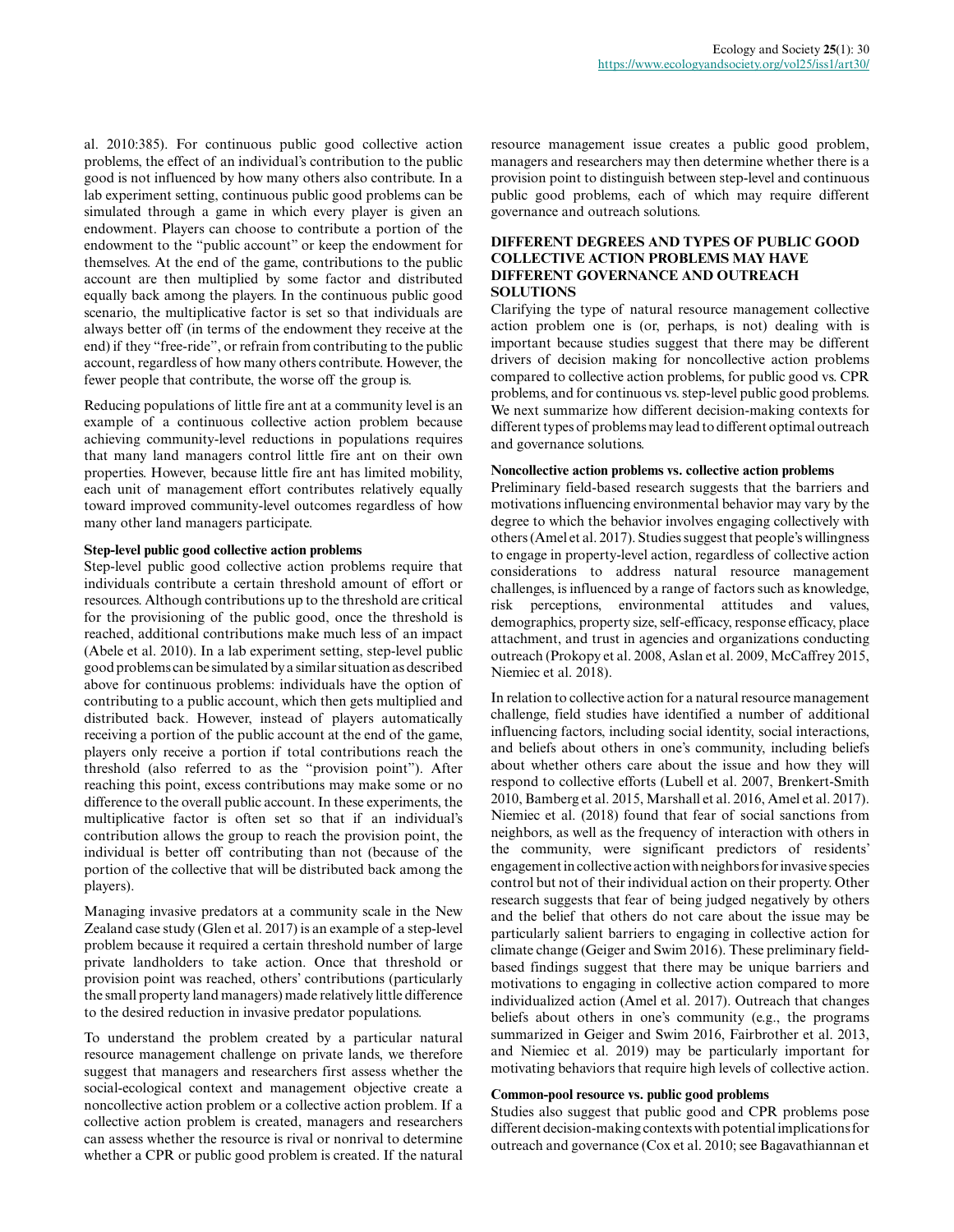al. 2010:385). For continuous public good collective action problems, the effect of an individual's contribution to the public good is not influenced by how many others also contribute. In a lab experiment setting, continuous public good problems can be simulated through a game in which every player is given an endowment. Players can choose to contribute a portion of the endowment to the "public account" or keep the endowment for themselves. At the end of the game, contributions to the public account are then multiplied by some factor and distributed equally back among the players. In the continuous public good scenario, the multiplicative factor is set so that individuals are always better off (in terms of the endowment they receive at the end) if they "free-ride", or refrain from contributing to the public account, regardless of how many others contribute. However, the fewer people that contribute, the worse off the group is.

Reducing populations of little fire ant at a community level is an example of a continuous collective action problem because achieving community-level reductions in populations requires that many land managers control little fire ant on their own properties. However, because little fire ant has limited mobility, each unit of management effort contributes relatively equally toward improved community-level outcomes regardless of how many other land managers participate.

#### Step-level public good collective action problems

Step-level public good collective action problems require that individuals contribute a certain threshold amount of effort or resources. Although contributions up to the threshold are critical for the provisioning of the public good, once the threshold is reached, additional contributions make much less of an impact (Abele et al. 2010). In a lab experiment setting, step-level public good problems can be simulated by a similar situation as described above for continuous problems: individuals have the option of contributing to a public account, which then gets multiplied and distributed back. However, instead of players automatically receiving a portion of the public account at the end of the game, players only receive a portion if total contributions reach the threshold (also referred to as the "provision point"). After reaching this point, excess contributions may make some or no difference to the overall public account. In these experiments, the multiplicative factor is often set so that if an individual's contribution allows the group to reach the provision point, the individual is better off contributing than not (because of the portion of the collective that will be distributed back among the players).

Managing invasive predators at a community scale in the New Zealand case study (Glen et al. 2017) is an example of a step-level problem because it required a certain threshold number of large private landholders to take action. Once that threshold or provision point was reached, others' contributions (particularly the small property land managers) made relatively little difference to the desired reduction in invasive predator populations.

To understand the problem created by a particular natural resource management challenge on private lands, we therefore suggest that managers and researchers first assess whether the social-ecological context and management objective create a noncollective action problem or a collective action problem. If a collective action problem is created, managers and researchers can assess whether the resource is rival or nonrival to determine whether a CPR or public good problem is created. If the natural resource management issue creates a public good problem, managers and researchers may then determine whether there is a provision point to distinguish between step-level and continuous public good problems, each of which may require different governance and outreach solutions.

## DIFFERENT DEGREES AND TYPES OF PUBLIC GOOD COLLECTIVE ACTION PROBLEMS MAY HAVE DIFFERENT GOVERNANCE AND OUTREACH SOLUTIONS

Clarifying the type of natural resource management collective action problem one is (or, perhaps, is not) dealing with is important because studies suggest that there may be different drivers of decision making for noncollective action problems compared to collective action problems, for public good vs. CPR problems, and for continuous vs. step-level public good problems. We next summarize how different decision-making contexts for different types of problems may lead to different optimal outreach and governance solutions.

#### Noncollective action problems vs. collective action problems

Preliminary field-based research suggests that the barriers and motivations influencing environmental behavior may vary by the degree to which the behavior involves engaging collectively with others (Amel et al. 2017). Studies suggest that people's willingness to engage in property-level action, regardless of collective action considerations to address natural resource management challenges, is influenced by a range of factors such as knowledge, risk perceptions, environmental attitudes and values, demographics, property size, self-efficacy, response efficacy, place attachment, and trust in agencies and organizations conducting outreach (Prokopy et al. 2008, Aslan et al. 2009, McCaffrey 2015, Niemiec et al. 2018).

In relation to collective action for a natural resource management challenge, field studies have identified a number of additional influencing factors, including social identity, social interactions, and beliefs about others in one's community, including beliefs about whether others care about the issue and how they will respond to collective efforts (Lubell et al. 2007, Brenkert-Smith 2010, Bamberg et al. 2015, Marshall et al. 2016, Amel et al. 2017). Niemiec et al. (2018) found that fear of social sanctions from neighbors, as well as the frequency of interaction with others in the community, were significant predictors of residents' engagement in collective action with neighbors for invasive species control but not of their individual action on their property. Other research suggests that fear of being judged negatively by others and the belief that others do not care about the issue may be particularly salient barriers to engaging in collective action for climate change (Geiger and Swim 2016). These preliminary field-based findings suggest that there may be unique barriers and motivations to engaging in collective action compared to more individualized action (Amel et al. 2017). Outreach that changes beliefs about others in one's community (e.g., the programs summarized in Geiger and Swim 2016, Fairbrother et al. 2013, and Niemiec et al. 2019) may be particularly important for motivating behaviors that require high levels of collective action.

#### Common-pool resource vs. public good problems

Studies also suggest that public good and CPR problems pose different decision-making contexts with potential implications for outreach and governance (Cox et al. 2010; see Bagavathiannan et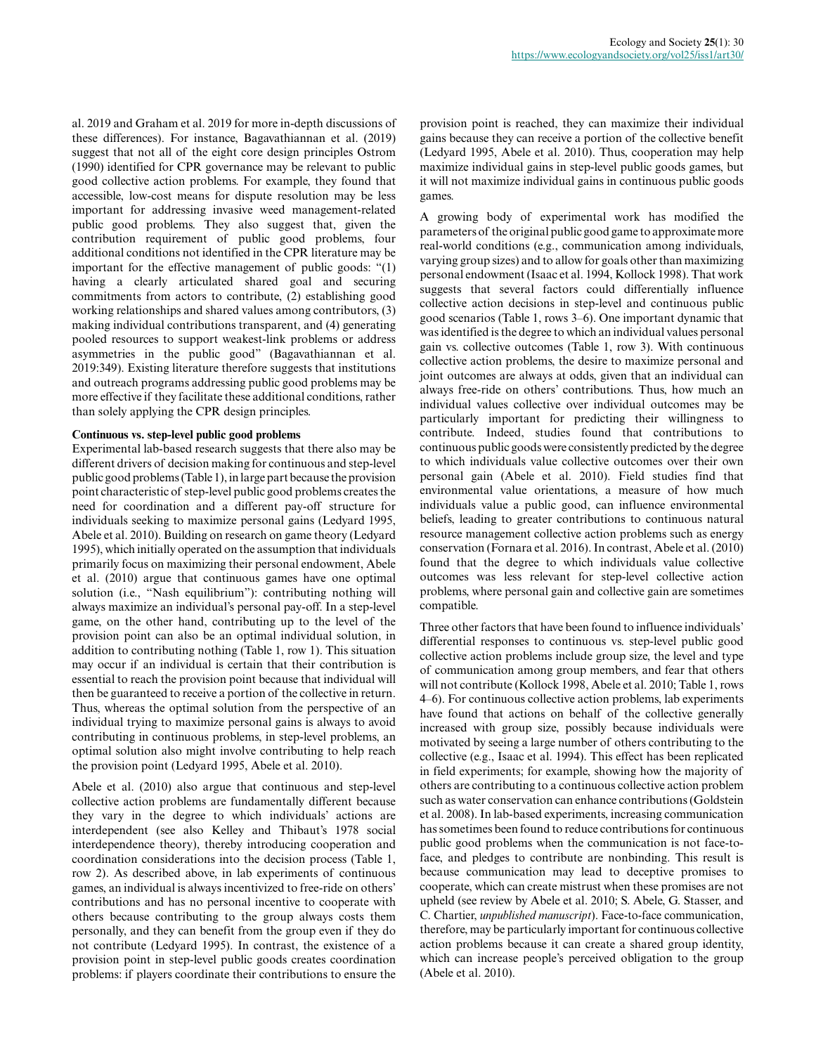al. 2019 and Graham et al. 2019 for more in-depth discussions of these differences). For instance, Bagavathiannan et al. (2019) suggest that not all of the eight core design principles Ostrom (1990) identified for CPR governance may be relevant to public good collective action problems. For example, they found that accessible, low-cost means for dispute resolution may be less important for addressing invasive weed management-related public good problems. They also suggest that, given the contribution requirement of public good problems, four additional conditions not identified in the CPR literature may be important for the effective management of public goods: "(1) having a clearly articulated shared goal and securing commitments from actors to contribute, (2) establishing good working relationships and shared values among contributors, (3) making individual contributions transparent, and (4) generating pooled resources to support weakest-link problems or address asymmetries in the public good" (Bagavathiannan et al. 2019:349). Existing literature therefore suggests that institutions and outreach programs addressing public good problems may be more effective if they facilitate these additional conditions, rather than solely applying the CPR design principles.

### Continuous vs. step-level public good problems

Experimental lab-based research suggests that there also may be different drivers of decision making for continuous and step-level public good problems (Table 1), in large part because the provision point characteristic of step-level public good problems creates the need for coordination and a different pay-off structure for individuals seeking to maximize personal gains (Ledyard 1995, Abele et al. 2010). Building on research on game theory (Ledyard 1995), which initially operated on the assumption that individuals primarily focus on maximizing their personal endowment, Abele et al. (2010) argue that continuous games have one optimal solution (i.e., "Nash equilibrium"): contributing nothing will always maximize an individual's personal pay-off. In a step-level game, on the other hand, contributing up to the level of the provision point can also be an optimal individual solution, in addition to contributing nothing (Table 1, row 1). This situation may occur if an individual is certain that their contribution is essential to reach the provision point because that individual will then be guaranteed to receive a portion of the collective in return. Thus, whereas the optimal solution from the perspective of an individual trying to maximize personal gains is always to avoid contributing in continuous problems, in step-level problems, an optimal solution also might involve contributing to help reach the provision point (Ledyard 1995, Abele et al. 2010).

Abele et al. (2010) also argue that continuous and step-level collective action problems are fundamentally different because they vary in the degree to which individuals' actions are interdependent (see also Kelley and Thibaut's 1978 social interdependence theory), thereby introducing cooperation and coordination considerations into the decision process (Table 1, row 2). As described above, in lab experiments of continuous games, an individual is always incentivized to free-ride on others' contributions and has no personal incentive to cooperate with others because contributing to the group always costs them personally, and they can benefit from the group even if they do not contribute (Ledyard 1995). In contrast, the existence of a provision point in step-level public goods creates coordination problems: if players coordinate their contributions to ensure the provision point is reached, they can maximize their individual gains because they can receive a portion of the collective benefit (Ledyard 1995, Abele et al. 2010). Thus, cooperation may help maximize individual gains in step-level public goods games, but it will not maximize individual gains in continuous public goods games.

A growing body of experimental work has modified the parameters of the original public good game to approximate more real-world conditions (e.g., communication among individuals, varying group sizes) and to allow for goals other than maximizing personal endowment (Isaac et al. 1994, Kollock 1998). That work suggests that several factors could differentially influence collective action decisions in step-level and continuous public good scenarios (Table 1, rows 3–6). One important dynamic that was identified is the degree to which an individual values personal gain vs. collective outcomes (Table 1, row 3). With continuous collective action problems, the desire to maximize personal and joint outcomes are always at odds, given that an individual can always free-ride on others' contributions. Thus, how much an individual values collective over individual outcomes may be particularly important for predicting their willingness to contribute. Indeed, studies found that contributions to continuous public goods were consistently predicted by the degree to which individuals value collective outcomes over their own personal gain (Abele et al. 2010). Field studies find that environmental value orientations, a measure of how much individuals value a public good, can influence environmental beliefs, leading to greater contributions to continuous natural resource management collective action problems such as energy conservation (Fornara et al. 2016). In contrast, Abele et al. (2010) found that the degree to which individuals value collective outcomes was less relevant for step-level collective action problems, where personal gain and collective gain are sometimes compatible.

Three other factors that have been found to influence individuals' differential responses to continuous vs. step-level public good collective action problems include group size, the level and type of communication among group members, and fear that others will not contribute (Kollock 1998, Abele et al. 2010; Table 1, rows 4–6). For continuous collective action problems, lab experiments have found that actions on behalf of the collective generally increased with group size, possibly because individuals were motivated by seeing a large number of others contributing to the collective (e.g., Isaac et al. 1994). This effect has been replicated in field experiments; for example, showing how the majority of others are contributing to a continuous collective action problem such as water conservation can enhance contributions (Goldstein et al. 2008). In lab-based experiments, increasing communication has sometimes been found to reduce contributions for continuous public good problems when the communication is not face-to-face, and pledges to contribute are nonbinding. This result is because communication may lead to deceptive promises to cooperate, which can create mistrust when these promises are not upheld (see review by Abele et al. 2010; S. Abele, G. Stasser, and C. Chartier, *unpublished manuscript*). Face-to-face communication, therefore, may be particularly important for continuous collective action problems because it can create a shared group identity, which can increase people's perceived obligation to the group (Abele et al. 2010).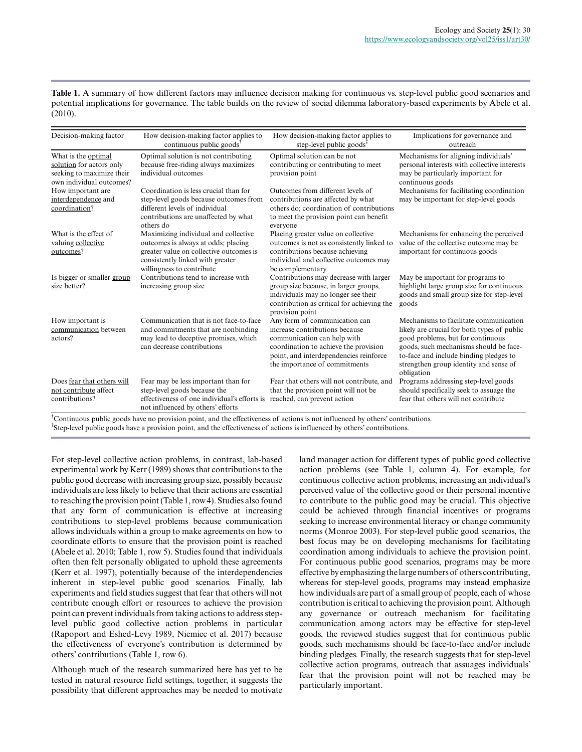**Table 1.** A summary of how different factors may influence decision making for continuous vs. step-level public good scenarios and potential implications for governance. The table builds on the review of social dilemma laboratory-based experiments by Abele et al. (2010).

| Decision-making factor | How decision-making factor applies to continuous public goods[†] | How decision-making factor applies to step-level public goods[‡] | Implications for governance and outreach |
|---|---|---|---|
| What is the optimal solution for actors only seeking to maximize their own individual outcomes? | Optimal solution is not contributing because free-riding always maximizes individual outcomes | Optimal solution can be not contributing or contributing to meet provision point | Mechanisms for aligning individuals' personal interests with collective interests may be particularly important for continuous goods |
| How important are interdependence and coordination? | Coordination is less crucial than for step-level goods because outcomes from different levels of individual contributions are unaffected by what others do | Outcomes from different levels of contributions are affected by what others do; coordination of contributions to meet the provision point can benefit everyone | Mechanisms for facilitating coordination may be important for step-level goods |
| What is the effect of valuing collective outcomes? | Maximizing individual and collective outcomes is always at odds; placing greater value on collective outcomes is consistently linked with greater willingness to contribute | Placing greater value on collective outcomes is not as consistently linked to contributions because achieving individual and collective outcomes may be complementary | Mechanisms for enhancing the perceived value of the collective outcome may be important for continuous goods |
| Is bigger or smaller group size better? | Contributions tend to increase with increasing group size | Contributions may decrease with larger group size because, in larger groups, individuals may no longer see their contribution as critical for achieving the provision point | May be important for programs to highlight large group size for continuous goods and small group size for step-level goods |
| How important is communication between actors? | Communication that is not face-to-face and commitments that are nonbinding may lead to deceptive promises, which can decrease contributions | Any form of communication can increase contributions because communication can help with coordination to achieve the provision point, and interdependencies reinforce the importance of commitments | Mechanisms to facilitate communication likely are crucial for both types of public good problems, but for continuous goods, such mechanisms should be face-to-face and include binding pledges to strengthen group identity and sense of obligation |
| Does fear that others will not contribute affect contributions? | Fear may be less important than for step-level goods because the effectiveness of one individual's efforts is not influenced by others' efforts | Fear that others will not contribute, and that the provision point will not be reached, can prevent action | Programs addressing step-level goods should specifically seek to assuage the fear that others will not contribute |

[†]Continuous public goods have no provision point, and the effectiveness of actions is not influenced by others' contributions.
[‡]Step-level public goods have a provision point, and the effectiveness of actions is influenced by others' contributions.

For step-level collective action problems, in contrast, lab-based experimental work by Kerr (1989) shows that contributions to the public good decrease with increasing group size, possibly because individuals are less likely to believe that their actions are essential to reaching the provision point (Table 1, row 4). Studies also found that any form of communication is effective at increasing contributions to step-level problems because communication allows individuals within a group to make agreements on how to coordinate efforts to ensure that the provision point is reached (Abele et al. 2010; Table 1, row 5). Studies found that individuals often then felt personally obligated to uphold these agreements (Kerr et al. 1997), potentially because of the interdependencies inherent in step-level public good scenarios. Finally, lab experiments and field studies suggest that fear that others will not contribute enough effort or resources to achieve the provision point can prevent individuals from taking actions to address step-level public good collective action problems in particular (Rapoport and Eshed-Levy 1989, Niemiec et al. 2017) because the effectiveness of everyone's contribution is determined by others' contributions (Table 1, row 6).

Although much of the research summarized here has yet to be tested in natural resource field settings, together, it suggests the possibility that different approaches may be needed to motivate land manager action for different types of public good collective action problems (see Table 1, column 4). For example, for continuous collective action problems, increasing an individual's perceived value of the collective good or their personal incentive to contribute to the public good may be crucial. This objective could be achieved through financial incentives or programs seeking to increase environmental literacy or change community norms (Monroe 2003). For step-level public good scenarios, the best focus may be on developing mechanisms for facilitating coordination among individuals to achieve the provision point. For continuous public good scenarios, programs may be more effective by emphasizing the large numbers of others contributing, whereas for step-level goods, programs may instead emphasize how individuals are part of a small group of people, each of whose contribution is critical to achieving the provision point. Although any governance or outreach mechanism for facilitating communication among actors may be effective for step-level goods, the reviewed studies suggest that for continuous public goods, such mechanisms should be face-to-face and/or include binding pledges. Finally, the research suggests that for step-level collective action programs, outreach that assuages individuals' fear that the provision point will not be reached may be particularly important.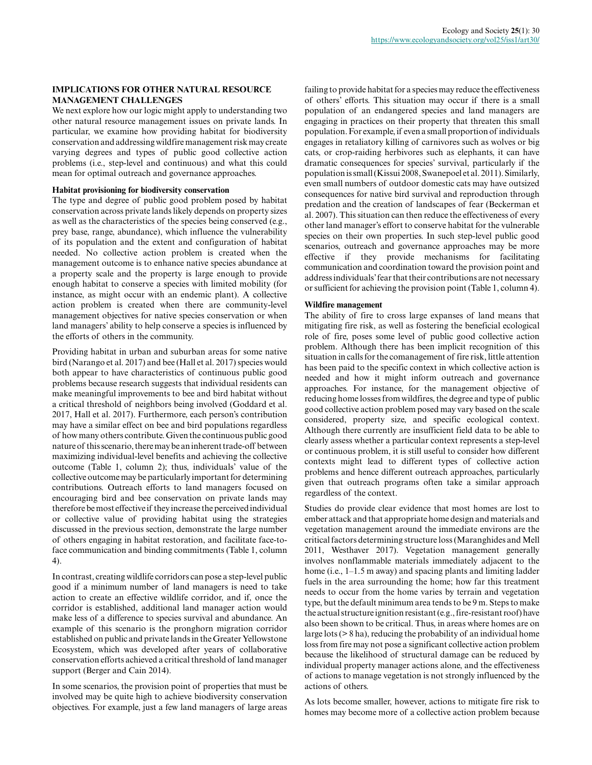## IMPLICATIONS FOR OTHER NATURAL RESOURCE MANAGEMENT CHALLENGES

We next explore how our logic might apply to understanding two other natural resource management issues on private lands. In particular, we examine how providing habitat for biodiversity conservation and addressing wildfire management risk may create varying degrees and types of public good collective action problems (i.e., step-level and continuous) and what this could mean for optimal outreach and governance approaches.

### Habitat provisioning for biodiversity conservation

The type and degree of public good problem posed by habitat conservation across private lands likely depends on property sizes as well as the characteristics of the species being conserved (e.g., prey base, range, abundance), which influence the vulnerability of its population and the extent and configuration of habitat needed. No collective action problem is created when the management outcome is to enhance native species abundance at a property scale and the property is large enough to provide enough habitat to conserve a species with limited mobility (for instance, as might occur with an endemic plant). A collective action problem is created when there are community-level management objectives for native species conservation or when land managers' ability to help conserve a species is influenced by the efforts of others in the community.

Providing habitat in urban and suburban areas for some native bird (Narango et al. 2017) and bee (Hall et al. 2017) species would both appear to have characteristics of continuous public good problems because research suggests that individual residents can make meaningful improvements to bee and bird habitat without a critical threshold of neighbors being involved (Goddard et al. 2017, Hall et al. 2017). Furthermore, each person's contribution may have a similar effect on bee and bird populations regardless of how many others contribute. Given the continuous public good nature of this scenario, there may be an inherent trade-off between maximizing individual-level benefits and achieving the collective outcome (Table 1, column 2); thus, individuals' value of the collective outcome may be particularly important for determining contributions. Outreach efforts to land managers focused on encouraging bird and bee conservation on private lands may therefore be most effective if they increase the perceived individual or collective value of providing habitat using the strategies discussed in the previous section, demonstrate the large number of others engaging in habitat restoration, and facilitate face-to-face communication and binding commitments (Table 1, column 4).

In contrast, creating wildlife corridors can pose a step-level public good if a minimum number of land managers is need to take action to create an effective wildlife corridor, and if, once the corridor is established, additional land manager action would make less of a difference to species survival and abundance. An example of this scenario is the pronghorn migration corridor established on public and private lands in the Greater Yellowstone Ecosystem, which was developed after years of collaborative conservation efforts achieved a critical threshold of land manager support (Berger and Cain 2014).

In some scenarios, the provision point of properties that must be involved may be quite high to achieve biodiversity conservation objectives. For example, just a few land managers of large areas failing to provide habitat for a species may reduce the effectiveness of others' efforts. This situation may occur if there is a small population of an endangered species and land managers are engaging in practices on their property that threaten this small population. For example, if even a small proportion of individuals engages in retaliatory killing of carnivores such as wolves or big cats, or crop-raiding herbivores such as elephants, it can have dramatic consequences for species' survival, particularly if the population is small (Kissui 2008, Swanepoel et al. 2011). Similarly, even small numbers of outdoor domestic cats may have outsized consequences for native bird survival and reproduction through predation and the creation of landscapes of fear (Beckerman et al. 2007). This situation can then reduce the effectiveness of every other land manager's effort to conserve habitat for the vulnerable species on their own properties. In such step-level public good scenarios, outreach and governance approaches may be more effective if they provide mechanisms for facilitating communication and coordination toward the provision point and address individuals' fear that their contributions are not necessary or sufficient for achieving the provision point (Table 1, column 4).

### Wildfire management

The ability of fire to cross large expanses of land means that mitigating fire risk, as well as fostering the beneficial ecological role of fire, poses some level of public good collective action problem. Although there has been implicit recognition of this situation in calls for the comanagement of fire risk, little attention has been paid to the specific context in which collective action is needed and how it might inform outreach and governance approaches. For instance, for the management objective of reducing home losses from wildfires, the degree and type of public good collective action problem posed may vary based on the scale considered, property size, and specific ecological context. Although there currently are insufficient field data to be able to clearly assess whether a particular context represents a step-level or continuous problem, it is still useful to consider how different contexts might lead to different types of collective action problems and hence different outreach approaches, particularly given that outreach programs often take a similar approach regardless of the context.

Studies do provide clear evidence that most homes are lost to ember attack and that appropriate home design and materials and vegetation management around the immediate environs are the critical factors determining structure loss (Maranghides and Mell 2011, Westhaver 2017). Vegetation management generally involves nonflammable materials immediately adjacent to the home (i.e., 1–1.5 m away) and spacing plants and limiting ladder fuels in the area surrounding the home; how far this treatment needs to occur from the home varies by terrain and vegetation type, but the default minimum area tends to be 9 m. Steps to make the actual structure ignition resistant (e.g., fire-resistant roof) have also been shown to be critical. Thus, in areas where homes are on large lots (> 8 ha), reducing the probability of an individual home loss from fire may not pose a significant collective action problem because the likelihood of structural damage can be reduced by individual property manager actions alone, and the effectiveness of actions to manage vegetation is not strongly influenced by the actions of others.

As lots become smaller, however, actions to mitigate fire risk to homes may become more of a collective action problem because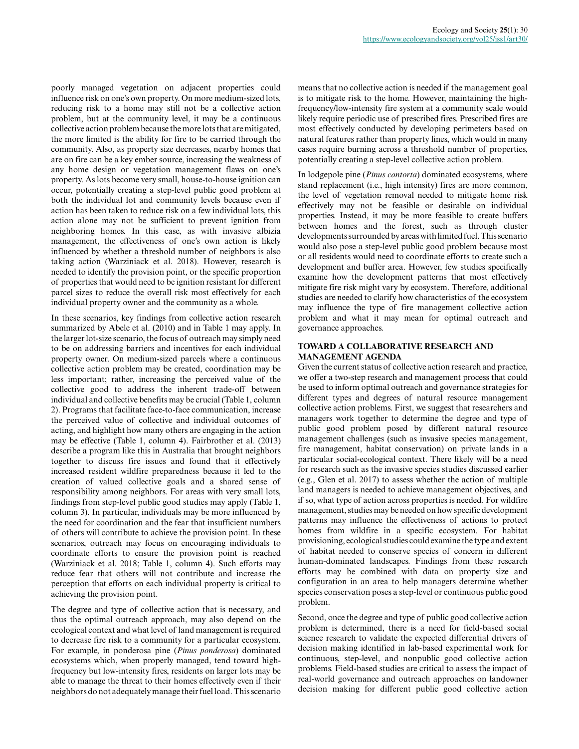poorly managed vegetation on adjacent properties could influence risk on one's own property. On more medium-sized lots, reducing risk to a home may still not be a collective action problem, but at the community level, it may be a continuous collective action problem because the more lots that are mitigated, the more limited is the ability for fire to be carried through the community. Also, as property size decreases, nearby homes that are on fire can be a key ember source, increasing the weakness of any home design or vegetation management flaws on one's property. As lots become very small, house-to-house ignition can occur, potentially creating a step-level public good problem at both the individual lot and community levels because even if action has been taken to reduce risk on a few individual lots, this action alone may not be sufficient to prevent ignition from neighboring homes. In this case, as with invasive albizia management, the effectiveness of one's own action is likely influenced by whether a threshold number of neighbors is also taking action (Warziniack et al. 2018). However, research is needed to identify the provision point, or the specific proportion of properties that would need to be ignition resistant for different parcel sizes to reduce the overall risk most effectively for each individual property owner and the community as a whole.

In these scenarios, key findings from collective action research summarized by Abele et al. (2010) and in Table 1 may apply. In the larger lot-size scenario, the focus of outreach may simply need to be on addressing barriers and incentives for each individual property owner. On medium-sized parcels where a continuous collective action problem may be created, coordination may be less important; rather, increasing the perceived value of the collective good to address the inherent trade-off between individual and collective benefits may be crucial (Table 1, column 2). Programs that facilitate face-to-face communication, increase the perceived value of collective and individual outcomes of acting, and highlight how many others are engaging in the action may be effective (Table 1, column 4). Fairbrother et al. (2013) describe a program like this in Australia that brought neighbors together to discuss fire issues and found that it effectively increased resident wildfire preparedness because it led to the creation of valued collective goals and a shared sense of responsibility among neighbors. For areas with very small lots, findings from step-level public good studies may apply (Table 1, column 3). In particular, individuals may be more influenced by the need for coordination and the fear that insufficient numbers of others will contribute to achieve the provision point. In these scenarios, outreach may focus on encouraging individuals to coordinate efforts to ensure the provision point is reached (Warziniack et al. 2018; Table 1, column 4). Such efforts may reduce fear that others will not contribute and increase the perception that efforts on each individual property is critical to achieving the provision point.

The degree and type of collective action that is necessary, and thus the optimal outreach approach, may also depend on the ecological context and what level of land management is required to decrease fire risk to a community for a particular ecosystem. For example, in ponderosa pine (*Pinus ponderosa*) dominated ecosystems which, when properly managed, tend toward high-frequency but low-intensity fires, residents on larger lots may be able to manage the threat to their homes effectively even if their neighbors do not adequately manage their fuel load. This scenario means that no collective action is needed if the management goal is to mitigate risk to the home. However, maintaining the high-frequency/low-intensity fire system at a community scale would likely require periodic use of prescribed fires. Prescribed fires are most effectively conducted by developing perimeters based on natural features rather than property lines, which would in many cases require burning across a threshold number of properties, potentially creating a step-level collective action problem.

In lodgepole pine (*Pinus contorta*) dominated ecosystems, where stand replacement (i.e., high intensity) fires are more common, the level of vegetation removal needed to mitigate home risk effectively may not be feasible or desirable on individual properties. Instead, it may be more feasible to create buffers between homes and the forest, such as through cluster developments surrounded by areas with limited fuel. This scenario would also pose a step-level public good problem because most or all residents would need to coordinate efforts to create such a development and buffer area. However, few studies specifically examine how the development patterns that most effectively mitigate fire risk might vary by ecosystem. Therefore, additional studies are needed to clarify how characteristics of the ecosystem may influence the type of fire management collective action problem and what it may mean for optimal outreach and governance approaches.

## TOWARD A COLLABORATIVE RESEARCH AND MANAGEMENT AGENDA

Given the current status of collective action research and practice, we offer a two-step research and management process that could be used to inform optimal outreach and governance strategies for different types and degrees of natural resource management collective action problems. First, we suggest that researchers and managers work together to determine the degree and type of public good problem posed by different natural resource management challenges (such as invasive species management, fire management, habitat conservation) on private lands in a particular social-ecological context. There likely will be a need for research such as the invasive species studies discussed earlier (e.g., Glen et al. 2017) to assess whether the action of multiple land managers is needed to achieve management objectives, and if so, what type of action across properties is needed. For wildfire management, studies may be needed on how specific development patterns may influence the effectiveness of actions to protect homes from wildfire in a specific ecosystem. For habitat provisioning, ecological studies could examine the type and extent of habitat needed to conserve species of concern in different human-dominated landscapes. Findings from these research efforts may be combined with data on property size and configuration in an area to help managers determine whether species conservation poses a step-level or continuous public good problem.

Second, once the degree and type of public good collective action problem is determined, there is a need for field-based social science research to validate the expected differential drivers of decision making identified in lab-based experimental work for continuous, step-level, and nonpublic good collective action problems. Field-based studies are critical to assess the impact of real-world governance and outreach approaches on landowner decision making for different public good collective action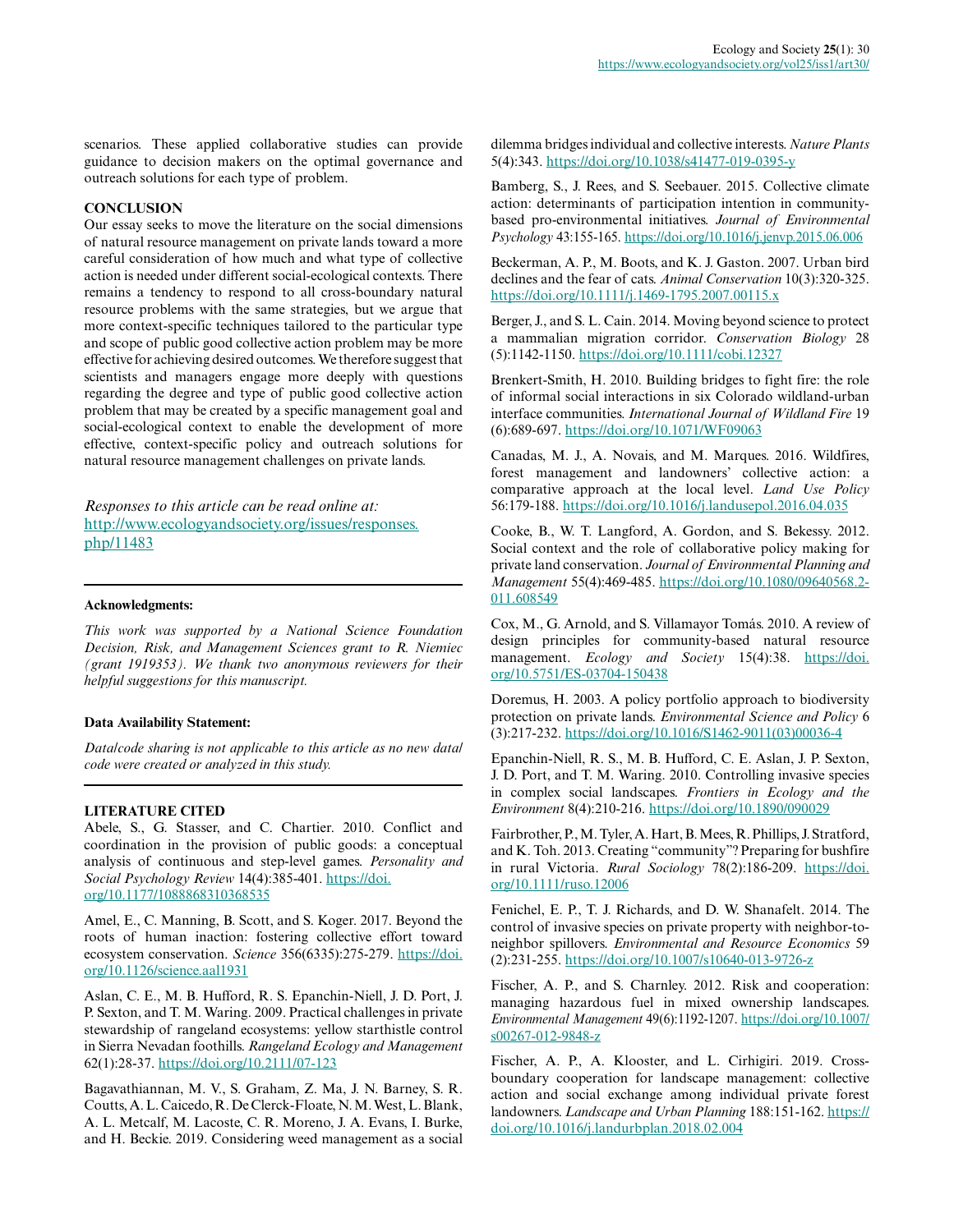scenarios. These applied collaborative studies can provide guidance to decision makers on the optimal governance and outreach solutions for each type of problem.

## CONCLUSION

Our essay seeks to move the literature on the social dimensions of natural resource management on private lands toward a more careful consideration of how much and what type of collective action is needed under different social-ecological contexts. There remains a tendency to respond to all cross-boundary natural resource problems with the same strategies, but we argue that more context-specific techniques tailored to the particular type and scope of public good collective action problem may be more effective for achieving desired outcomes. We therefore suggest that scientists and managers engage more deeply with questions regarding the degree and type of public good collective action problem that may be created by a specific management goal and social-ecological context to enable the development of more effective, context-specific policy and outreach solutions for natural resource management challenges on private lands.

*Responses to this article can be read online at:*
http://www.ecologyandsociety.org/issues/responses.php/11483

---

**Acknowledgments:**

*This work was supported by a National Science Foundation Decision, Risk, and Management Sciences grant to R. Niemiec (grant 1919353). We thank two anonymous reviewers for their helpful suggestions for this manuscript.*

**Data Availability Statement:**

*Data/code sharing is not applicable to this article as no new data/code were created or analyzed in this study.*

---

## LITERATURE CITED

Abele, S., G. Stasser, and C. Chartier. 2010. Conflict and coordination in the provision of public goods: a conceptual analysis of continuous and step-level games. *Personality and Social Psychology Review* 14(4):385-401. https://doi.org/10.1177/1088868310368535

Amel, E., C. Manning, B. Scott, and S. Koger. 2017. Beyond the roots of human inaction: fostering collective effort toward ecosystem conservation. *Science* 356(6335):275-279. https://doi.org/10.1126/science.aal1931

Aslan, C. E., M. B. Hufford, R. S. Epanchin-Niell, J. D. Port, J. P. Sexton, and T. M. Waring. 2009. Practical challenges in private stewardship of rangeland ecosystems: yellow starthistle control in Sierra Nevadan foothills. *Rangeland Ecology and Management* 62(1):28-37. https://doi.org/10.2111/07-123

Bagavathiannan, M. V., S. Graham, Z. Ma, J. N. Barney, S. R. Coutts, A. L. Caicedo, R. De Clerck-Floate, N. M. West, L. Blank, A. L. Metcalf, M. Lacoste, C. R. Moreno, J. A. Evans, I. Burke, and H. Beckie. 2019. Considering weed management as a social dilemma bridges individual and collective interests. *Nature Plants* 5(4):343. https://doi.org/10.1038/s41477-019-0395-y

Bamberg, S., J. Rees, and S. Seebauer. 2015. Collective climate action: determinants of participation intention in community-based pro-environmental initiatives. *Journal of Environmental Psychology* 43:155-165. https://doi.org/10.1016/j.jenvp.2015.06.006

Beckerman, A. P., M. Boots, and K. J. Gaston. 2007. Urban bird declines and the fear of cats. *Animal Conservation* 10(3):320-325. https://doi.org/10.1111/j.1469-1795.2007.00115.x

Berger, J., and S. L. Cain. 2014. Moving beyond science to protect a mammalian migration corridor. *Conservation Biology* 28 (5):1142-1150. https://doi.org/10.1111/cobi.12327

Brenkert-Smith, H. 2010. Building bridges to fight fire: the role of informal social interactions in six Colorado wildland-urban interface communities. *International Journal of Wildland Fire* 19 (6):689-697. https://doi.org/10.1071/WF09063

Canadas, M. J., A. Novais, and M. Marques. 2016. Wildfires, forest management and landowners' collective action: a comparative approach at the local level. *Land Use Policy* 56:179-188. https://doi.org/10.1016/j.landusepol.2016.04.035

Cooke, B., W. T. Langford, A. Gordon, and S. Bekessy. 2012. Social context and the role of collaborative policy making for private land conservation. *Journal of Environmental Planning and Management* 55(4):469-485. https://doi.org/10.1080/09640568.2011.608549

Cox, M., G. Arnold, and S. Villamayor Tomás. 2010. A review of design principles for community-based natural resource management. *Ecology and Society* 15(4):38. https://doi.org/10.5751/ES-03704-150438

Doremus, H. 2003. A policy portfolio approach to biodiversity protection on private lands. *Environmental Science and Policy* 6 (3):217-232. https://doi.org/10.1016/S1462-9011(03)00036-4

Epanchin-Niell, R. S., M. B. Hufford, C. E. Aslan, J. P. Sexton, J. D. Port, and T. M. Waring. 2010. Controlling invasive species in complex social landscapes. *Frontiers in Ecology and the Environment* 8(4):210-216. https://doi.org/10.1890/090029

Fairbrother, P., M. Tyler, A. Hart, B. Mees, R. Phillips, J. Stratford, and K. Toh. 2013. Creating "community"? Preparing for bushfire in rural Victoria. *Rural Sociology* 78(2):186-209. https://doi.org/10.1111/ruso.12006

Fenichel, E. P., T. J. Richards, and D. W. Shanafelt. 2014. The control of invasive species on private property with neighbor-to-neighbor spillovers. *Environmental and Resource Economics* 59 (2):231-255. https://doi.org/10.1007/s10640-013-9726-z

Fischer, A. P., and S. Charnley. 2012. Risk and cooperation: managing hazardous fuel in mixed ownership landscapes. *Environmental Management* 49(6):1192-1207. https://doi.org/10.1007/s00267-012-9848-z

Fischer, A. P., A. Klooster, and L. Cirhigiri. 2019. Cross-boundary cooperation for landscape management: collective action and social exchange among individual private forest landowners. *Landscape and Urban Planning* 188:151-162. https://doi.org/10.1016/j.landurbplan.2018.02.004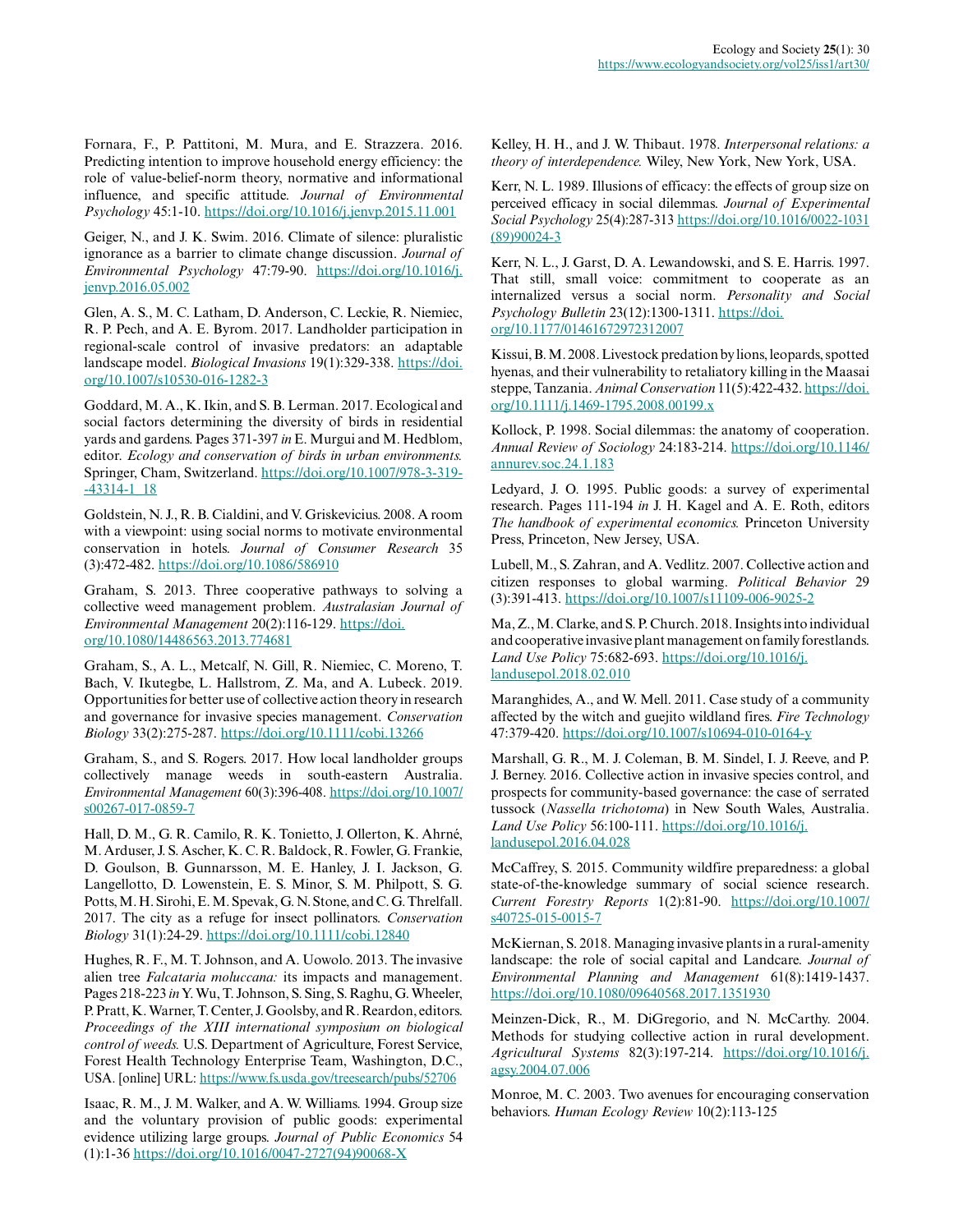Fornara, F., P. Pattitoni, M. Mura, and E. Strazzera. 2016. Predicting intention to improve household energy efficiency: the role of value-belief-norm theory, normative and informational influence, and specific attitude. *Journal of Environmental Psychology* 45:1-10. https://doi.org/10.1016/j.jenvp.2015.11.001

Geiger, N., and J. K. Swim. 2016. Climate of silence: pluralistic ignorance as a barrier to climate change discussion. *Journal of Environmental Psychology* 47:79-90. https://doi.org/10.1016/j.jenvp.2016.05.002

Glen, A. S., M. C. Latham, D. Anderson, C. Leckie, R. Niemiec, R. P. Pech, and A. E. Byrom. 2017. Landholder participation in regional-scale control of invasive predators: an adaptable landscape model. *Biological Invasions* 19(1):329-338. https://doi.org/10.1007/s10530-016-1282-3

Goddard, M. A., K. Ikin, and S. B. Lerman. 2017. Ecological and social factors determining the diversity of birds in residential yards and gardens. Pages 371-397 *in* E. Murgui and M. Hedblom, editor. *Ecology and conservation of birds in urban environments.* Springer, Cham, Switzerland. https://doi.org/10.1007/978-3-319-43314-1_18

Goldstein, N. J., R. B. Cialdini, and V. Griskevicius. 2008. A room with a viewpoint: using social norms to motivate environmental conservation in hotels. *Journal of Consumer Research* 35 (3):472-482. https://doi.org/10.1086/586910

Graham, S. 2013. Three cooperative pathways to solving a collective weed management problem. *Australasian Journal of Environmental Management* 20(2):116-129. https://doi.org/10.1080/14486563.2013.774681

Graham, S., A. L., Metcalf, N. Gill, R. Niemiec, C. Moreno, T. Bach, V. Ikutegbe, L. Hallstrom, Z. Ma, and A. Lubeck. 2019. Opportunities for better use of collective action theory in research and governance for invasive species management. *Conservation Biology* 33(2):275-287. https://doi.org/10.1111/cobi.13266

Graham, S., and S. Rogers. 2017. How local landholder groups collectively manage weeds in south-eastern Australia. *Environmental Management* 60(3):396-408. https://doi.org/10.1007/s00267-017-0859-7

Hall, D. M., G. R. Camilo, R. K. Tonietto, J. Ollerton, K. Ahrné, M. Arduser, J. S. Ascher, K. C. R. Baldock, R. Fowler, G. Frankie, D. Goulson, B. Gunnarsson, M. E. Hanley, J. I. Jackson, G. Langellotto, D. Lowenstein, E. S. Minor, S. M. Philpott, S. G. Potts, M. H. Sirohi, E. M. Spevak, G. N. Stone, and C. G. Threlfall. 2017. The city as a refuge for insect pollinators. *Conservation Biology* 31(1):24-29. https://doi.org/10.1111/cobi.12840

Hughes, R. F., M. T. Johnson, and A. Uowolo. 2013. The invasive alien tree *Falcataria moluccana:* its impacts and management. Pages 218-223 *in* Y. Wu, T. Johnson, S. Sing, S. Raghu, G. Wheeler, P. Pratt, K. Warner, T. Center, J. Goolsby, and R. Reardon, editors. *Proceedings of the XIII international symposium on biological control of weeds.* U.S. Department of Agriculture, Forest Service, Forest Health Technology Enterprise Team, Washington, D.C., USA. [online] URL: https://www.fs.usda.gov/treesearch/pubs/52706

Isaac, R. M., J. M. Walker, and A. W. Williams. 1994. Group size and the voluntary provision of public goods: experimental evidence utilizing large groups. *Journal of Public Economics* 54 (1):1-36 https://doi.org/10.1016/0047-2727(94)90068-X

Kelley, H. H., and J. W. Thibaut. 1978. *Interpersonal relations: a theory of interdependence.* Wiley, New York, New York, USA.

Kerr, N. L. 1989. Illusions of efficacy: the effects of group size on perceived efficacy in social dilemmas. *Journal of Experimental Social Psychology* 25(4):287-313 https://doi.org/10.1016/0022-1031(89)90024-3

Kerr, N. L., J. Garst, D. A. Lewandowski, and S. E. Harris. 1997. That still, small voice: commitment to cooperate as an internalized versus a social norm. *Personality and Social Psychology Bulletin* 23(12):1300-1311. https://doi.org/10.1177/01461672972312007

Kissui, B. M. 2008. Livestock predation by lions, leopards, spotted hyenas, and their vulnerability to retaliatory killing in the Maasai steppe, Tanzania. *Animal Conservation* 11(5):422-432. https://doi.org/10.1111/j.1469-1795.2008.00199.x

Kollock, P. 1998. Social dilemmas: the anatomy of cooperation. *Annual Review of Sociology* 24:183-214. https://doi.org/10.1146/annurev.soc.24.1.183

Ledyard, J. O. 1995. Public goods: a survey of experimental research. Pages 111-194 *in* J. H. Kagel and A. E. Roth, editors *The handbook of experimental economics.* Princeton University Press, Princeton, New Jersey, USA.

Lubell, M., S. Zahran, and A. Vedlitz. 2007. Collective action and citizen responses to global warming. *Political Behavior* 29 (3):391-413. https://doi.org/10.1007/s11109-006-9025-2

Ma, Z., M. Clarke, and S. P. Church. 2018. Insights into individual and cooperative invasive plant management on family forestlands. *Land Use Policy* 75:682-693. https://doi.org/10.1016/j.landusepol.2018.02.010

Maranghides, A., and W. Mell. 2011. Case study of a community affected by the witch and guejito wildland fires. *Fire Technology* 47:379-420. https://doi.org/10.1007/s10694-010-0164-y

Marshall, G. R., M. J. Coleman, B. M. Sindel, I. J. Reeve, and P. J. Berney. 2016. Collective action in invasive species control, and prospects for community-based governance: the case of serrated tussock (*Nassella trichotoma*) in New South Wales, Australia. *Land Use Policy* 56:100-111. https://doi.org/10.1016/j.landusepol.2016.04.028

McCaffrey, S. 2015. Community wildfire preparedness: a global state-of-the-knowledge summary of social science research. *Current Forestry Reports* 1(2):81-90. https://doi.org/10.1007/s40725-015-0015-7

McKiernan, S. 2018. Managing invasive plants in a rural-amenity landscape: the role of social capital and Landcare. *Journal of Environmental Planning and Management* 61(8):1419-1437. https://doi.org/10.1080/09640568.2017.1351930

Meinzen-Dick, R., M. DiGregorio, and N. McCarthy. 2004. Methods for studying collective action in rural development. *Agricultural Systems* 82(3):197-214. https://doi.org/10.1016/j.agsy.2004.07.006

Monroe, M. C. 2003. Two avenues for encouraging conservation behaviors. *Human Ecology Review* 10(2):113-125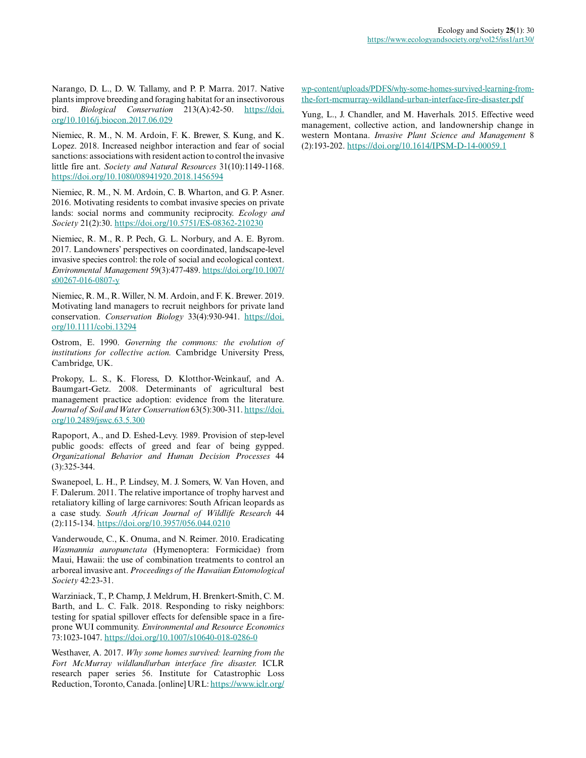Narango, D. L., D. W. Tallamy, and P. P. Marra. 2017. Native plants improve breeding and foraging habitat for an insectivorous bird. *Biological Conservation* 213(A):42-50. https://doi.org/10.1016/j.biocon.2017.06.029

Niemiec, R. M., N. M. Ardoin, F. K. Brewer, S. Kung, and K. Lopez. 2018. Increased neighbor interaction and fear of social sanctions: associations with resident action to control the invasive little fire ant. *Society and Natural Resources* 31(10):1149-1168. https://doi.org/10.1080/08941920.2018.1456594

Niemiec, R. M., N. M. Ardoin, C. B. Wharton, and G. P. Asner. 2016. Motivating residents to combat invasive species on private lands: social norms and community reciprocity. *Ecology and Society* 21(2):30. https://doi.org/10.5751/ES-08362-210230

Niemiec, R. M., R. P. Pech, G. L. Norbury, and A. E. Byrom. 2017. Landowners' perspectives on coordinated, landscape-level invasive species control: the role of social and ecological context. *Environmental Management* 59(3):477-489. https://doi.org/10.1007/s00267-016-0807-y

Niemiec, R. M., R. Willer, N. M. Ardoin, and F. K. Brewer. 2019. Motivating land managers to recruit neighbors for private land conservation. *Conservation Biology* 33(4):930-941. https://doi.org/10.1111/cobi.13294

Ostrom, E. 1990. *Governing the commons: the evolution of institutions for collective action.* Cambridge University Press, Cambridge, UK.

Prokopy, L. S., K. Floress, D. Klotthor-Weinkauf, and A. Baumgart-Getz. 2008. Determinants of agricultural best management practice adoption: evidence from the literature. *Journal of Soil and Water Conservation* 63(5):300-311. https://doi.org/10.2489/jswc.63.5.300

Rapoport, A., and D. Eshed-Levy. 1989. Provision of step-level public goods: effects of greed and fear of being gypped. *Organizational Behavior and Human Decision Processes* 44 (3):325-344.

Swanepoel, L. H., P. Lindsey, M. J. Somers, W. Van Hoven, and F. Dalerum. 2011. The relative importance of trophy harvest and retaliatory killing of large carnivores: South African leopards as a case study. *South African Journal of Wildlife Research* 44 (2):115-134. https://doi.org/10.3957/056.044.0210

Vanderwoude, C., K. Onuma, and N. Reimer. 2010. Eradicating *Wasmannia auropunctata* (Hymenoptera: Formicidae) from Maui, Hawaii: the use of combination treatments to control an arboreal invasive ant. *Proceedings of the Hawaiian Entomological Society* 42:23-31.

Warziniack, T., P. Champ, J. Meldrum, H. Brenkert-Smith, C. M. Barth, and L. C. Falk. 2018. Responding to risky neighbors: testing for spatial spillover effects for defensible space in a fire-prone WUI community. *Environmental and Resource Economics* 73:1023-1047. https://doi.org/10.1007/s10640-018-0286-0

Westhaver, A. 2017. *Why some homes survived: learning from the Fort McMurray wildland/urban interface fire disaster.* ICLR research paper series 56. Institute for Catastrophic Loss Reduction, Toronto, Canada. [online] URL: https://www.iclr.org/wp-content/uploads/PDFS/why-some-homes-survived-learning-from-the-fort-mcmurray-wildland-urban-interface-fire-disaster.pdf

Yung, L., J. Chandler, and M. Haverhals. 2015. Effective weed management, collective action, and landownership change in western Montana. *Invasive Plant Science and Management* 8 (2):193-202. https://doi.org/10.1614/IPSM-D-14-00059.1